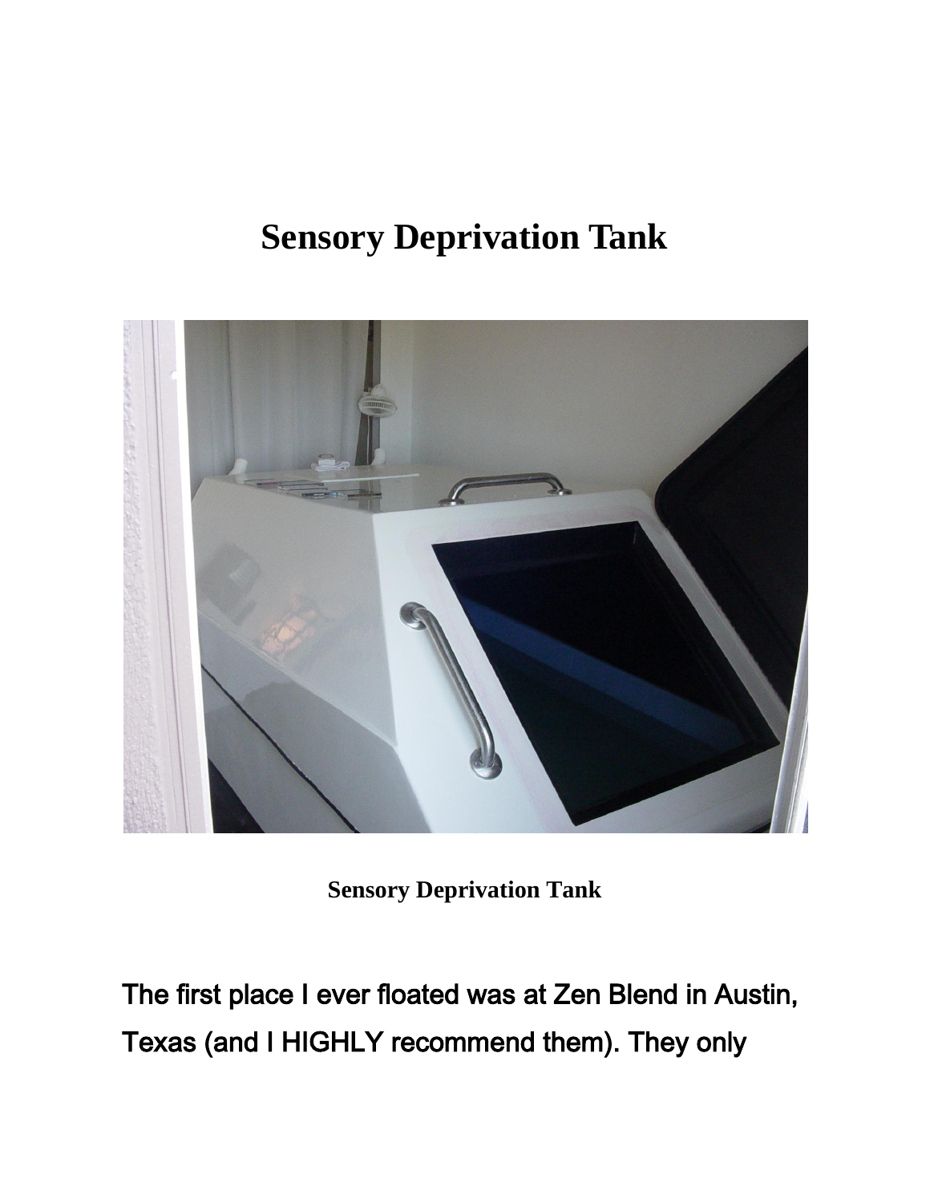# Sensory Deprivation Tank

Sensory Deprivation Tank

The first place I ever floated was at Zen Blend in Austin, Texas (and I HIGHLY recommend them). They only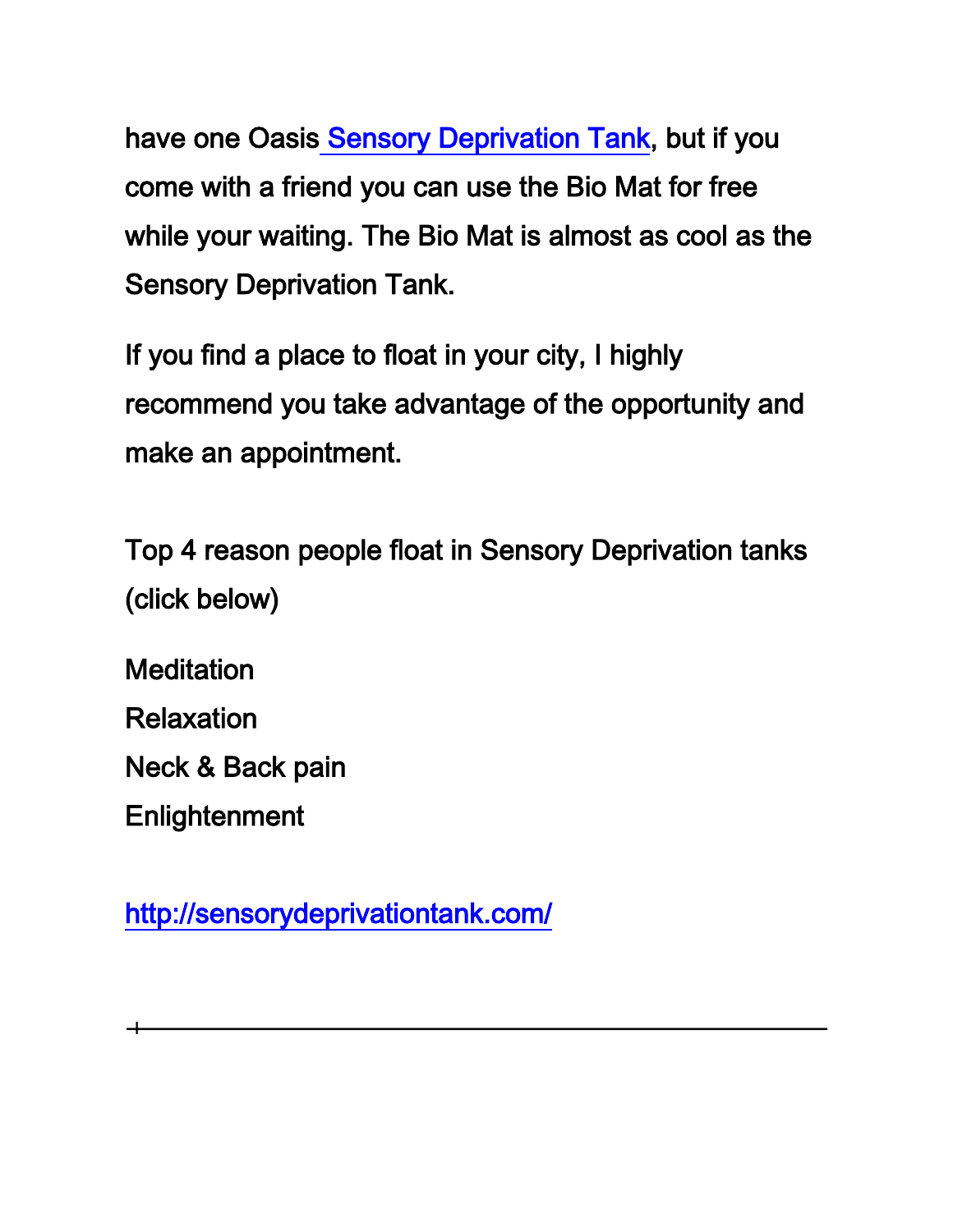have one Oasis Sensory Deprivation Tank, but if you come with a friend you can use the Bio Mat for free while your waiting. The Bio Mat is almost as cool as the Sensory Deprivation Tank.

If you find a place to float in your city, I highly recommend you take advantage of the opportunity and make an appointment.

Top 4 reason people float in Sensory Deprivation tanks (click below)

Meditation
Relaxation
Neck & Back pain
Enlightenment

http://sensorydeprivationtank.com/

---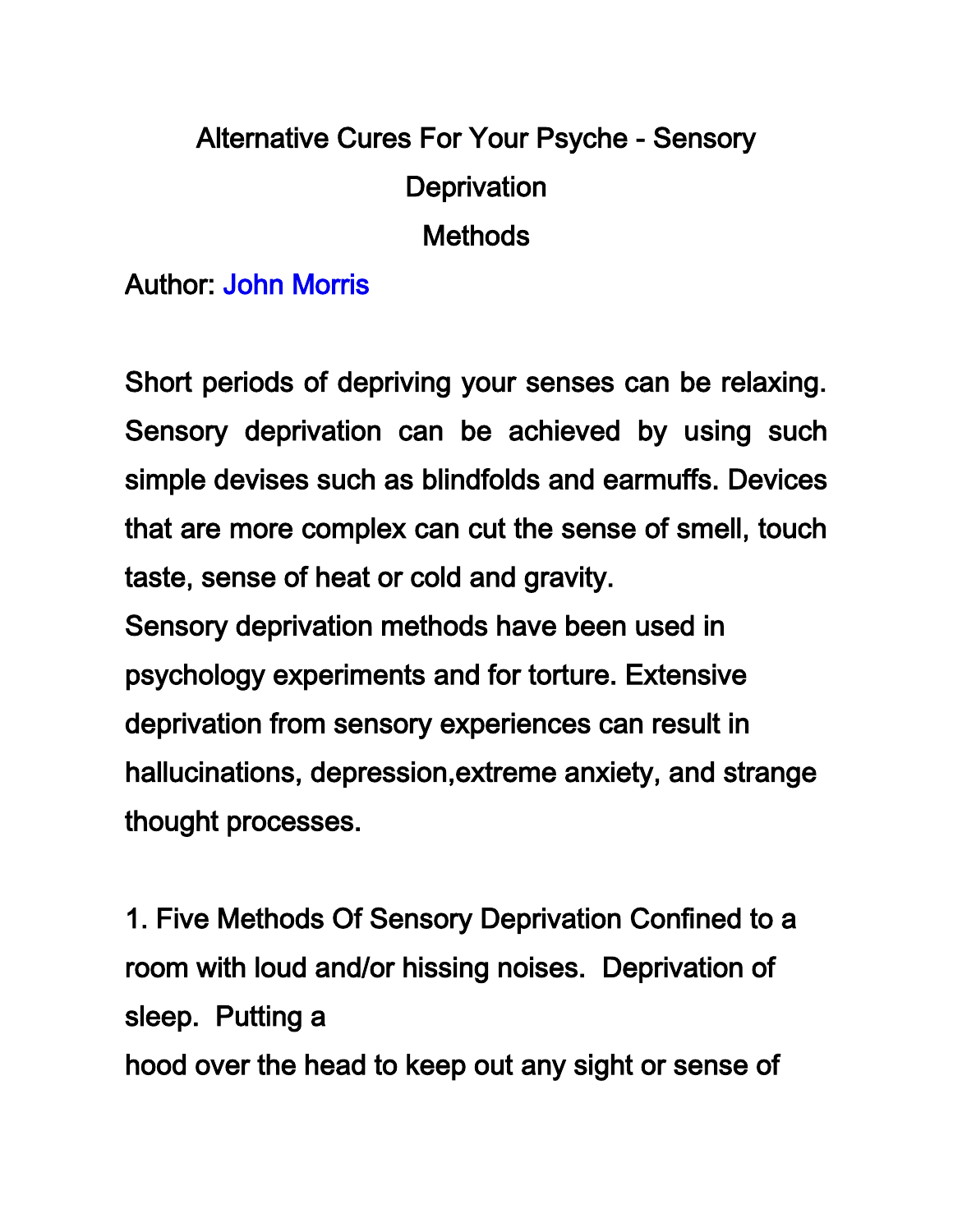# Alternative Cures For Your Psyche - Sensory Deprivation Methods

Author: John Morris

Short periods of depriving your senses can be relaxing. Sensory deprivation can be achieved by using such simple devises such as blindfolds and earmuffs. Devices that are more complex can cut the sense of smell, touch taste, sense of heat or cold and gravity.

Sensory deprivation methods have been used in psychology experiments and for torture. Extensive deprivation from sensory experiences can result in hallucinations, depression,extreme anxiety, and strange thought processes.

1. Five Methods Of Sensory Deprivation Confined to a room with loud and/or hissing noises. Deprivation of sleep. Putting a
hood over the head to keep out any sight or sense of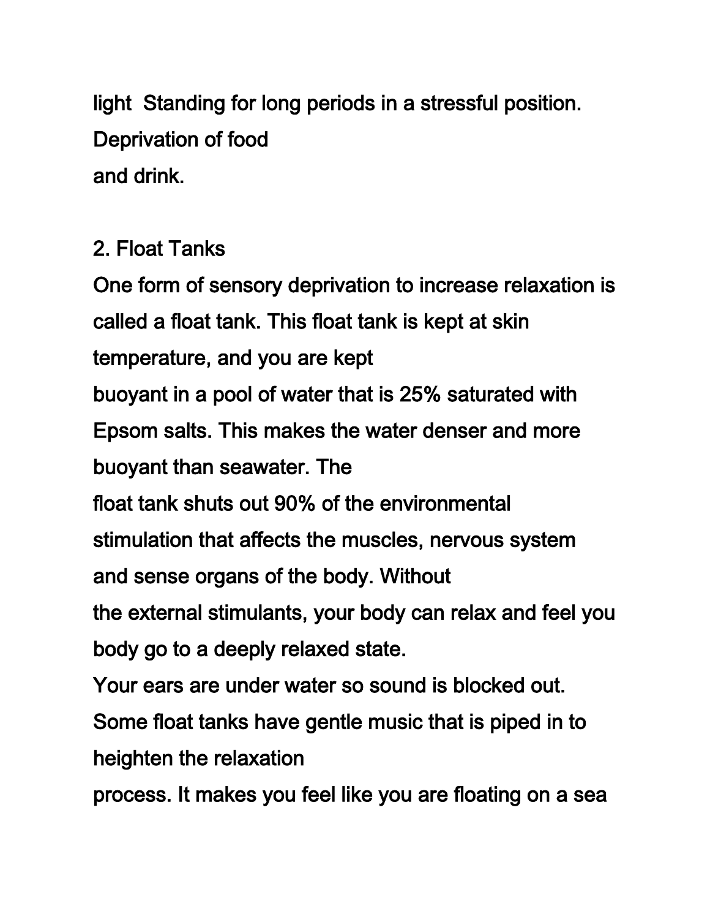light Standing for long periods in a stressful position. Deprivation of food and drink.

## 2. Float Tanks

One form of sensory deprivation to increase relaxation is called a float tank. This float tank is kept at skin temperature, and you are kept buoyant in a pool of water that is 25% saturated with Epsom salts. This makes the water denser and more buoyant than seawater. The float tank shuts out 90% of the environmental stimulation that affects the muscles, nervous system and sense organs of the body. Without the external stimulants, your body can relax and feel you body go to a deeply relaxed state.

Your ears are under water so sound is blocked out. Some float tanks have gentle music that is piped in to heighten the relaxation process. It makes you feel like you are floating on a sea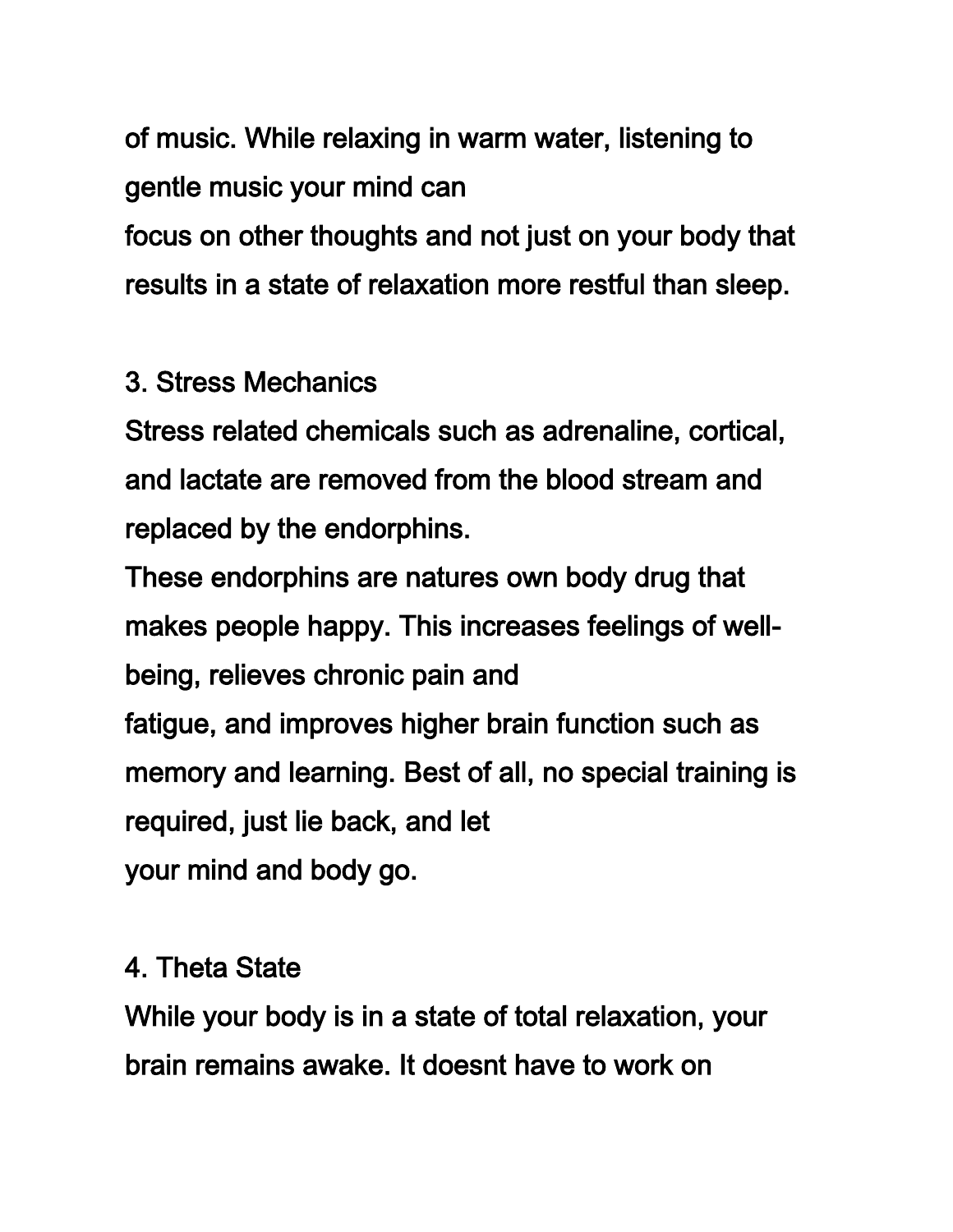of music. While relaxing in warm water, listening to gentle music your mind can
focus on other thoughts and not just on your body that results in a state of relaxation more restful than sleep.

## 3. Stress Mechanics

Stress related chemicals such as adrenaline, cortical, and lactate are removed from the blood stream and replaced by the endorphins.
These endorphins are natures own body drug that makes people happy. This increases feelings of well-being, relieves chronic pain and
fatigue, and improves higher brain function such as memory and learning. Best of all, no special training is required, just lie back, and let
your mind and body go.

## 4. Theta State

While your body is in a state of total relaxation, your brain remains awake. It doesnt have to work on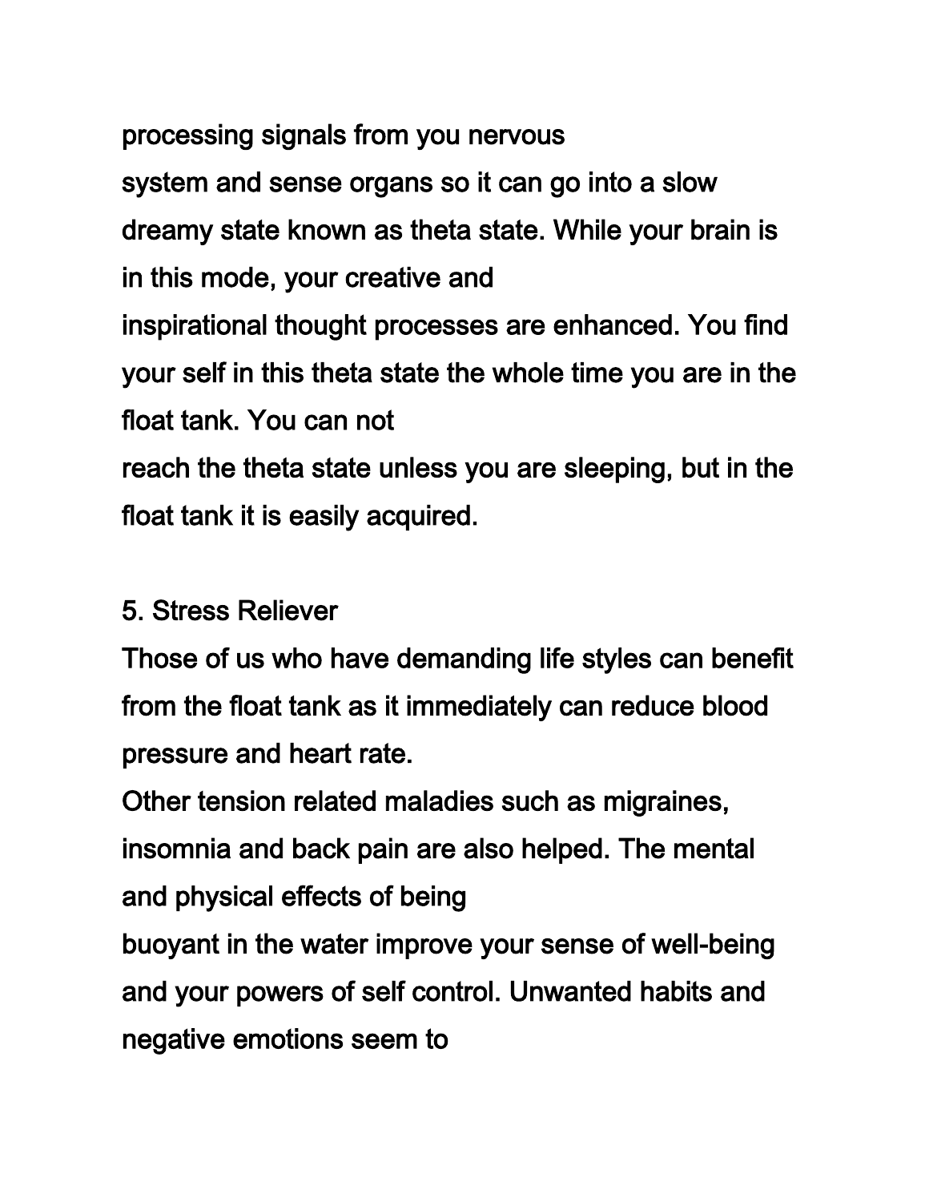processing signals from you nervous system and sense organs so it can go into a slow dreamy state known as theta state. While your brain is in this mode, your creative and inspirational thought processes are enhanced. You find your self in this theta state the whole time you are in the float tank. You can not reach the theta state unless you are sleeping, but in the float tank it is easily acquired.

## 5. Stress Reliever

Those of us who have demanding life styles can benefit from the float tank as it immediately can reduce blood pressure and heart rate.

Other tension related maladies such as migraines, insomnia and back pain are also helped. The mental and physical effects of being buoyant in the water improve your sense of well-being and your powers of self control. Unwanted habits and negative emotions seem to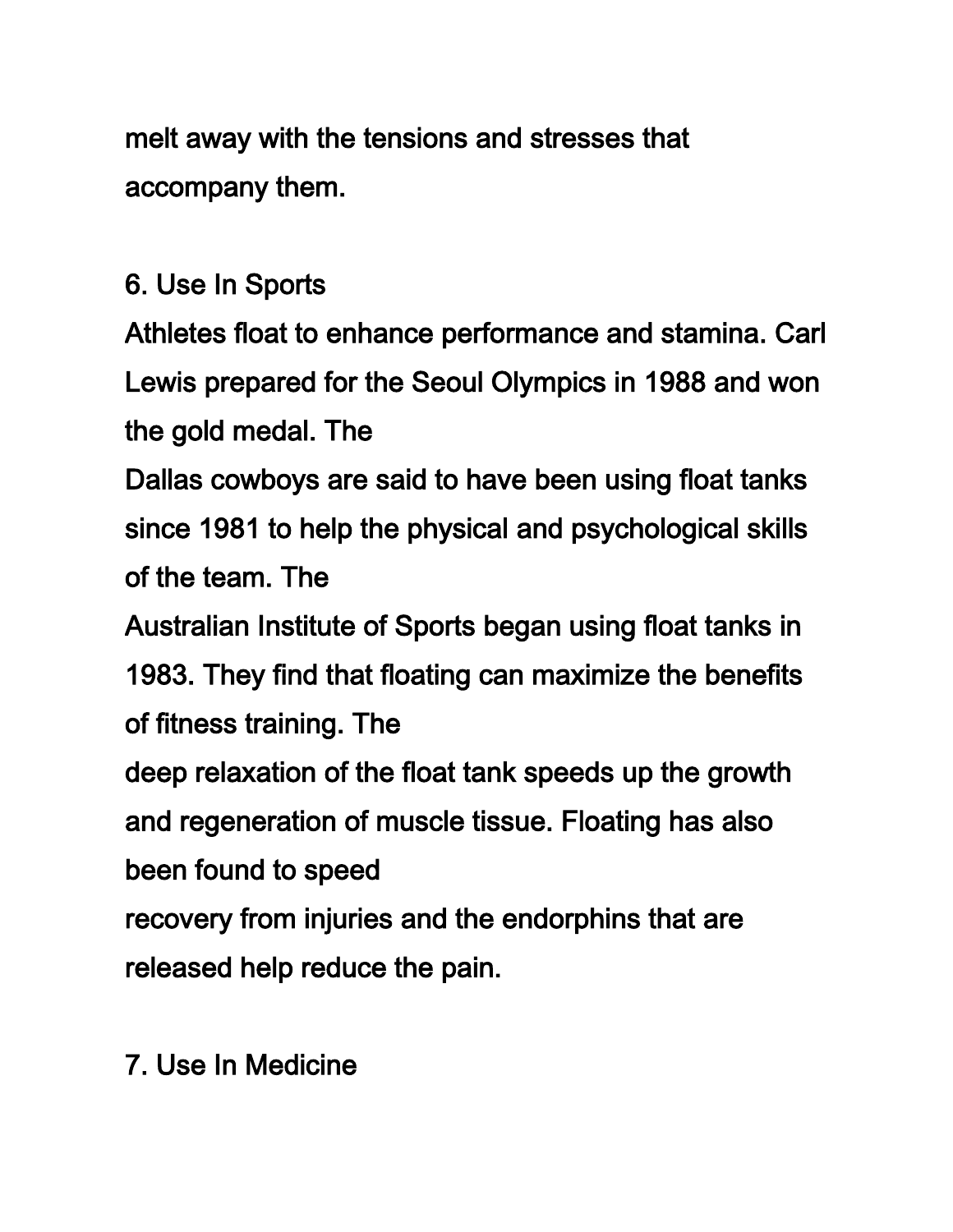melt away with the tensions and stresses that accompany them.

## 6. Use In Sports

Athletes float to enhance performance and stamina. Carl Lewis prepared for the Seoul Olympics in 1988 and won the gold medal. The Dallas cowboys are said to have been using float tanks since 1981 to help the physical and psychological skills of the team. The Australian Institute of Sports began using float tanks in 1983. They find that floating can maximize the benefits of fitness training. The deep relaxation of the float tank speeds up the growth and regeneration of muscle tissue. Floating has also been found to speed recovery from injuries and the endorphins that are released help reduce the pain.

## 7. Use In Medicine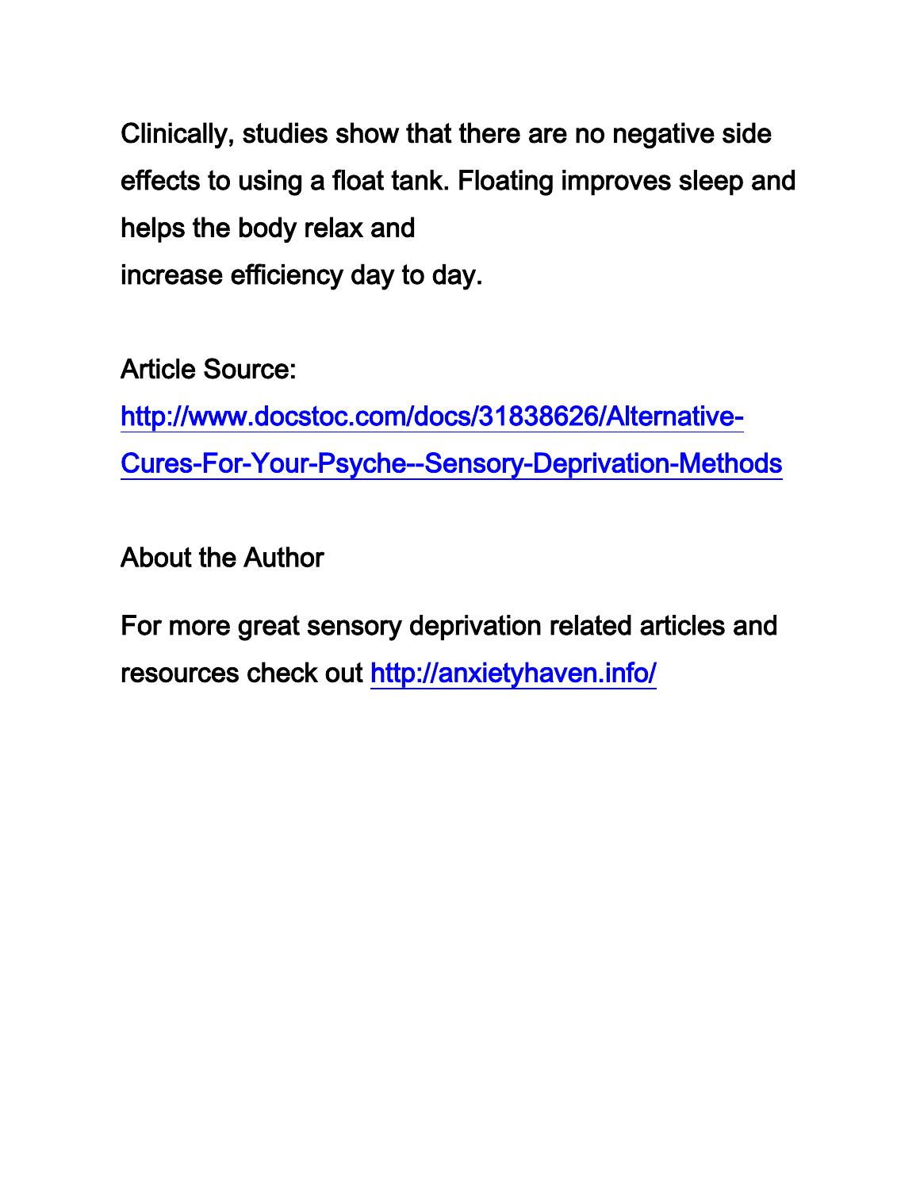Clinically, studies show that there are no negative side effects to using a float tank. Floating improves sleep and helps the body relax and increase efficiency day to day.

Article Source: http://www.docstoc.com/docs/31838626/Alternative-Cures-For-Your-Psyche--Sensory-Deprivation-Methods

About the Author

For more great sensory deprivation related articles and resources check out http://anxietyhaven.info/